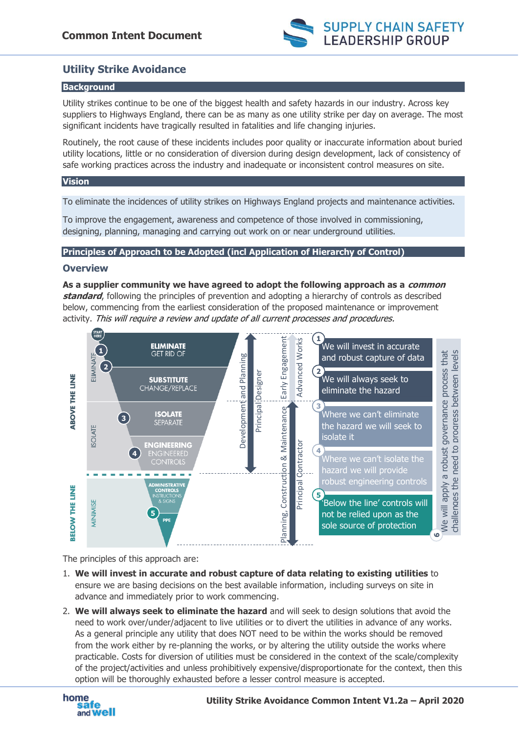# Utility Strike Avoidance

## Background

Utility strikes continue to be one of the biggest health and safety hazards in our industry. Across key suppliers to Highways England, there can be as many as one utility strike per day on average. The most significant incidents have tragically resulted in fatalities and life changing injuries.

Routinely, the root cause of these incidents includes poor quality or inaccurate information about buried utility locations, little or no consideration of diversion during design development, lack of consistency of safe working practices across the industry and inadequate or inconsistent control measures on site.

## Vision

To eliminate the incidences of utility strikes on Highways England projects and maintenance activities.

To improve the engagement, awareness and competence of those involved in commissioning, designing, planning, managing and carrying out work on or near underground utilities.

## Principles of Approach to be Adopted (incl Application of Hierarchy of Control)

### Overview

**As a supplier community we have agreed to adopt the following approach as a *common standard***, following the principles of prevention and adopting a hierarchy of controls as described below, commencing from the earliest consideration of the proposed maintenance or improvement activity. *This will require a review and update of all current processes and procedures.*

START HERE

ABOVE THE LINE

- ELIMINATE
  - 1
  - 2 — **ELIMINATE** GET RID OF; **SUBSTITUTE** CHANGE/REPLACE
- ISOLATE
  - 3 — **ISOLATE** SEPARATE
  - 4 — **ENGINEERING** ENGINEERED CONTROLS

BELOW THE LINE

- MINIMISE
  - 5 — ADMINISTRATIVE CONTROLS INSTRUCTIONS & SIGNS; PPE

Development and Planning — Principal Designer

Early Engagement — Advanced Works

Planning, Construction & Maintenance — Principal Contractor

1. We will invest in accurate and robust capture of data
2. We will always seek to eliminate the hazard
3. Where we can't eliminate the hazard we will seek to isolate it
4. Where we can't isolate the hazard we will provide robust engineering controls
5. 'Below the line' controls will not be relied upon as the sole source of protection
6. We will apply a robust governance process that challenges the need to progress between levels

The principles of this approach are:

1. **We will invest in accurate and robust capture of data relating to existing utilities** to ensure we are basing decisions on the best available information, including surveys on site in advance and immediately prior to work commencing.
2. **We will always seek to eliminate the hazard** and will seek to design solutions that avoid the need to work over/under/adjacent to live utilities or to divert the utilities in advance of any works. As a general principle any utility that does NOT need to be within the works should be removed from the work either by re-planning the works, or by altering the utility outside the works where practicable. Costs for diversion of utilities must be considered in the context of the scale/complexity of the project/activities and unless prohibitively expensive/disproportionate for the context, then this option will be thoroughly exhausted before a lesser control measure is accepted.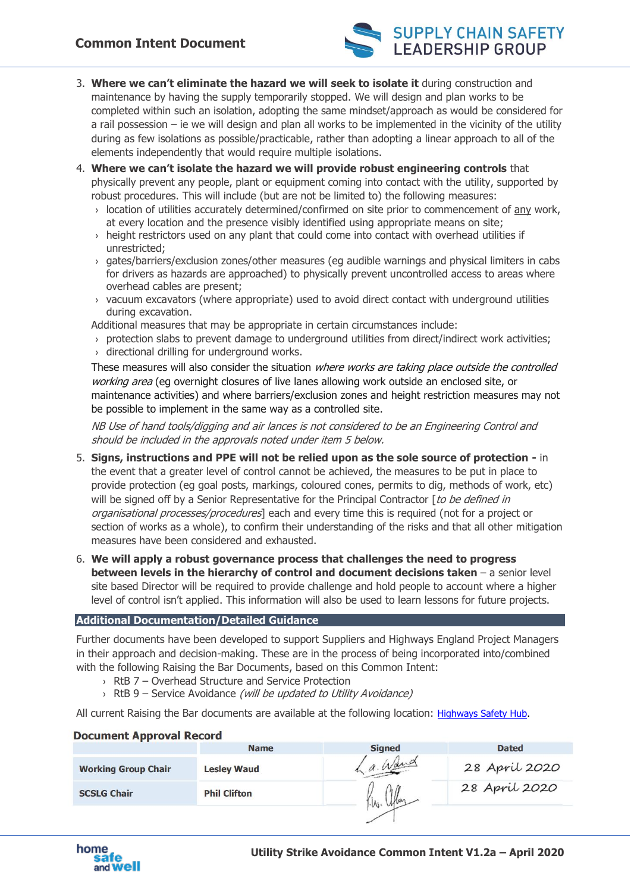3. **Where we can't eliminate the hazard we will seek to isolate it** during construction and maintenance by having the supply temporarily stopped. We will design and plan works to be completed within such an isolation, adopting the same mindset/approach as would be considered for a rail possession – ie we will design and plan all works to be implemented in the vicinity of the utility during as few isolations as possible/practicable, rather than adopting a linear approach to all of the elements independently that would require multiple isolations.

4. **Where we can't isolate the hazard we will provide robust engineering controls** that physically prevent any people, plant or equipment coming into contact with the utility, supported by robust procedures. This will include (but are not be limited to) the following measures:
   - location of utilities accurately determined/confirmed on site prior to commencement of <u>any</u> work, at every location and the presence visibly identified using appropriate means on site;
   - height restrictors used on any plant that could come into contact with overhead utilities if unrestricted;
   - gates/barriers/exclusion zones/other measures (eg audible warnings and physical limiters in cabs for drivers as hazards are approached) to physically prevent uncontrolled access to areas where overhead cables are present;
   - vacuum excavators (where appropriate) used to avoid direct contact with underground utilities during excavation.

   Additional measures that may be appropriate in certain circumstances include:
   - protection slabs to prevent damage to underground utilities from direct/indirect work activities;
   - directional drilling for underground works.

   These measures will also consider the situation *where works are taking place outside the controlled working area* (eg overnight closures of live lanes allowing work outside an enclosed site, or maintenance activities) and where barriers/exclusion zones and height restriction measures may not be possible to implement in the same way as a controlled site.

   *NB Use of hand tools/digging and air lances is not considered to be an Engineering Control and should be included in the approvals noted under item 5 below.*

5. **Signs, instructions and PPE will not be relied upon as the sole source of protection -** in the event that a greater level of control cannot be achieved, the measures to be put in place to provide protection (eg goal posts, markings, coloured cones, permits to dig, methods of work, etc) will be signed off by a Senior Representative for the Principal Contractor [*to be defined in organisational processes/procedures*] each and every time this is required (not for a project or section of works as a whole), to confirm their understanding of the risks and that all other mitigation measures have been considered and exhausted.

6. **We will apply a robust governance process that challenges the need to progress between levels in the hierarchy of control and document decisions taken** – a senior level site based Director will be required to provide challenge and hold people to account where a higher level of control isn't applied. This information will also be used to learn lessons for future projects.

## Additional Documentation/Detailed Guidance

Further documents have been developed to support Suppliers and Highways England Project Managers in their approach and decision-making. These are in the process of being incorporated into/combined with the following Raising the Bar Documents, based on this Common Intent:

- RtB 7 – Overhead Structure and Service Protection
- RtB 9 – Service Avoidance *(will be updated to Utility Avoidance)*

All current Raising the Bar documents are available at the following location: Highways Safety Hub.

### Document Approval Record

| | Name | Signed | Dated |
|---|---|---|---|
| **Working Group Chair** | **Lesley Waud** | L. a. Waud | 28 April 2020 |
| **SCSLG Chair** | **Phil Clifton** | P. W. Clifton | 28 April 2020 |